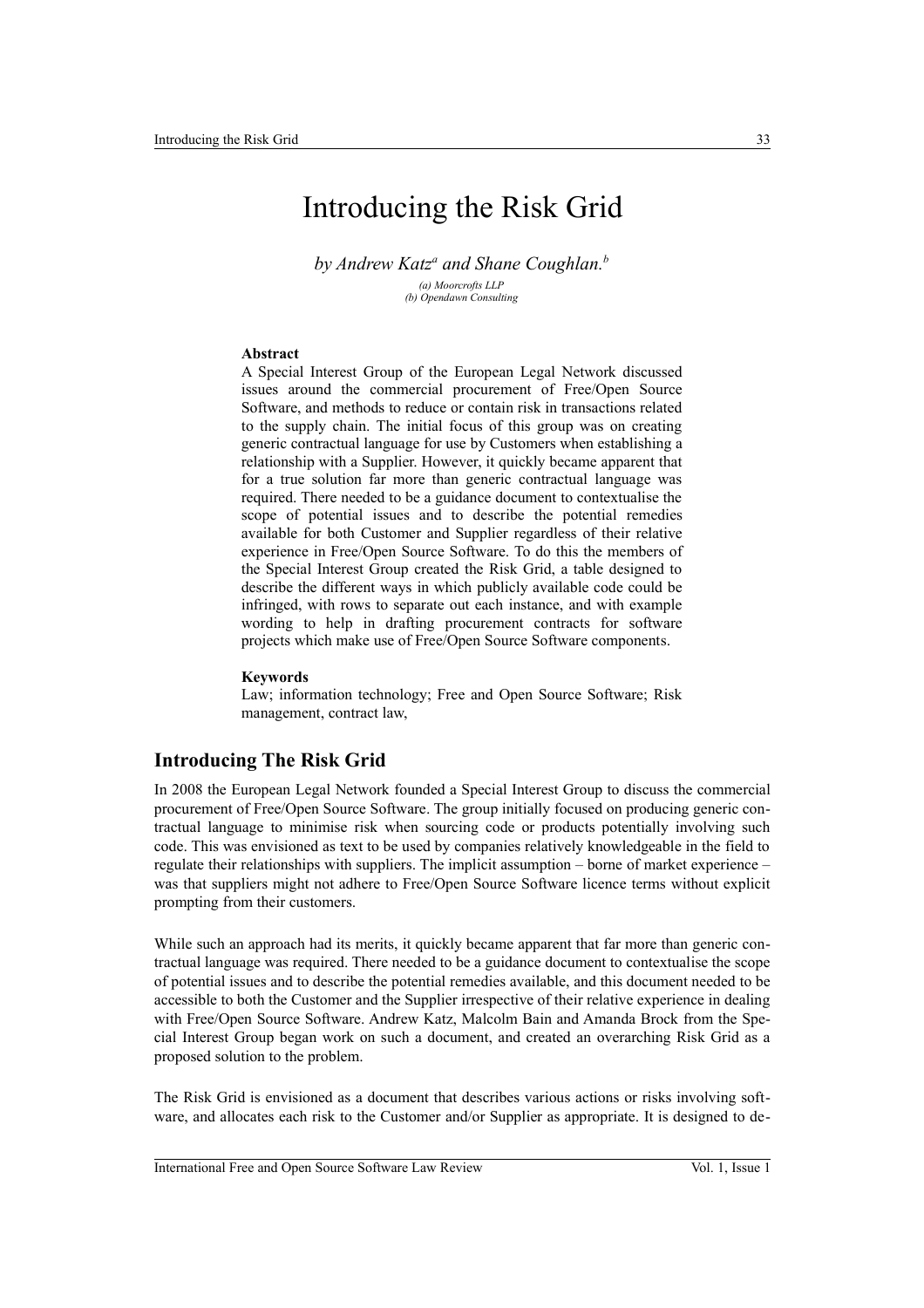# Introducing the Risk Grid

*by Andrew Katz[a] and Shane Coughlan.[b]*

*(a) Moorcrofts LLP*
*(b) Opendawn Consulting*

**Abstract**

A Special Interest Group of the European Legal Network discussed issues around the commercial procurement of Free/Open Source Software, and methods to reduce or contain risk in transactions related to the supply chain. The initial focus of this group was on creating generic contractual language for use by Customers when establishing a relationship with a Supplier. However, it quickly became apparent that for a true solution far more than generic contractual language was required. There needed to be a guidance document to contextualise the scope of potential issues and to describe the potential remedies available for both Customer and Supplier regardless of their relative experience in Free/Open Source Software. To do this the members of the Special Interest Group created the Risk Grid, a table designed to describe the different ways in which publicly available code could be infringed, with rows to separate out each instance, and with example wording to help in drafting procurement contracts for software projects which make use of Free/Open Source Software components.

**Keywords**

Law; information technology; Free and Open Source Software; Risk management, contract law,

## Introducing The Risk Grid

In 2008 the European Legal Network founded a Special Interest Group to discuss the commercial procurement of Free/Open Source Software. The group initially focused on producing generic contractual language to minimise risk when sourcing code or products potentially involving such code. This was envisioned as text to be used by companies relatively knowledgeable in the field to regulate their relationships with suppliers. The implicit assumption – borne of market experience – was that suppliers might not adhere to Free/Open Source Software licence terms without explicit prompting from their customers.

While such an approach had its merits, it quickly became apparent that far more than generic contractual language was required. There needed to be a guidance document to contextualise the scope of potential issues and to describe the potential remedies available, and this document needed to be accessible to both the Customer and the Supplier irrespective of their relative experience in dealing with Free/Open Source Software. Andrew Katz, Malcolm Bain and Amanda Brock from the Special Interest Group began work on such a document, and created an overarching Risk Grid as a proposed solution to the problem.

The Risk Grid is envisioned as a document that describes various actions or risks involving software, and allocates each risk to the Customer and/or Supplier as appropriate. It is designed to de-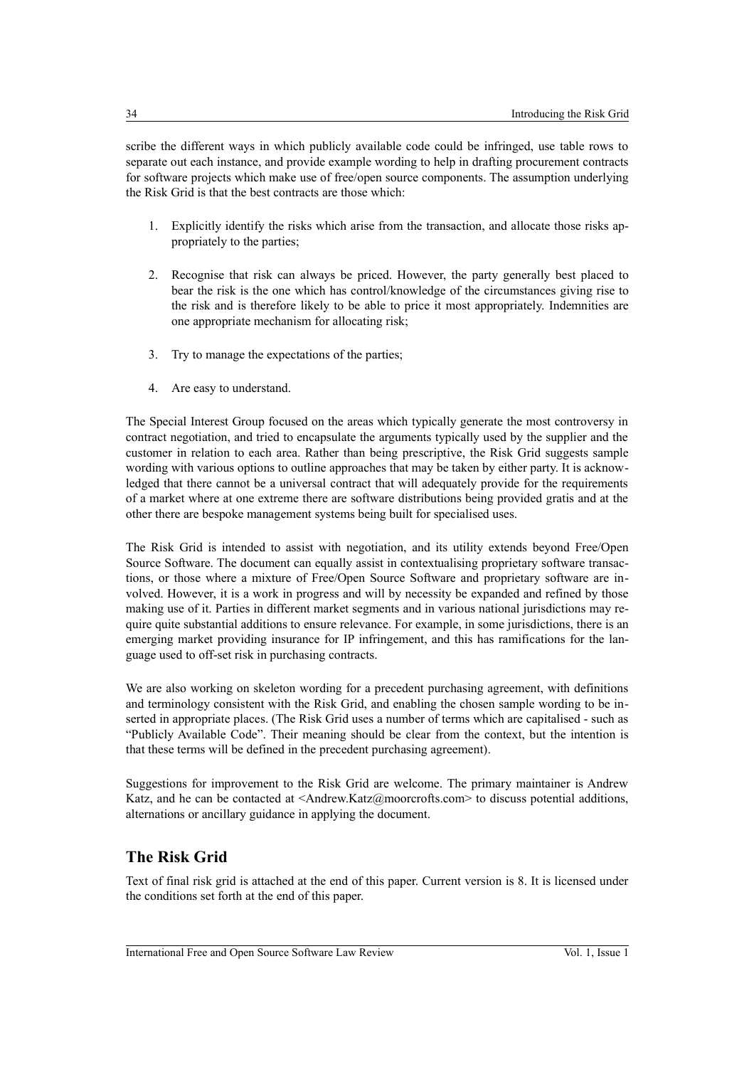scribe the different ways in which publicly available code could be infringed, use table rows to separate out each instance, and provide example wording to help in drafting procurement contracts for software projects which make use of free/open source components. The assumption underlying the Risk Grid is that the best contracts are those which:

1. Explicitly identify the risks which arise from the transaction, and allocate those risks appropriately to the parties;
2. Recognise that risk can always be priced. However, the party generally best placed to bear the risk is the one which has control/knowledge of the circumstances giving rise to the risk and is therefore likely to be able to price it most appropriately. Indemnities are one appropriate mechanism for allocating risk;
3. Try to manage the expectations of the parties;
4. Are easy to understand.

The Special Interest Group focused on the areas which typically generate the most controversy in contract negotiation, and tried to encapsulate the arguments typically used by the supplier and the customer in relation to each area. Rather than being prescriptive, the Risk Grid suggests sample wording with various options to outline approaches that may be taken by either party. It is acknowledged that there cannot be a universal contract that will adequately provide for the requirements of a market where at one extreme there are software distributions being provided gratis and at the other there are bespoke management systems being built for specialised uses.

The Risk Grid is intended to assist with negotiation, and its utility extends beyond Free/Open Source Software. The document can equally assist in contextualising proprietary software transactions, or those where a mixture of Free/Open Source Software and proprietary software are involved. However, it is a work in progress and will by necessity be expanded and refined by those making use of it. Parties in different market segments and in various national jurisdictions may require quite substantial additions to ensure relevance. For example, in some jurisdictions, there is an emerging market providing insurance for IP infringement, and this has ramifications for the language used to off-set risk in purchasing contracts.

We are also working on skeleton wording for a precedent purchasing agreement, with definitions and terminology consistent with the Risk Grid, and enabling the chosen sample wording to be inserted in appropriate places. (The Risk Grid uses a number of terms which are capitalised - such as "Publicly Available Code". Their meaning should be clear from the context, but the intention is that these terms will be defined in the precedent purchasing agreement).

Suggestions for improvement to the Risk Grid are welcome. The primary maintainer is Andrew Katz, and he can be contacted at <Andrew.Katz@moorcrofts.com> to discuss potential additions, alternations or ancillary guidance in applying the document.

## The Risk Grid

Text of final risk grid is attached at the end of this paper. Current version is 8. It is licensed under the conditions set forth at the end of this paper.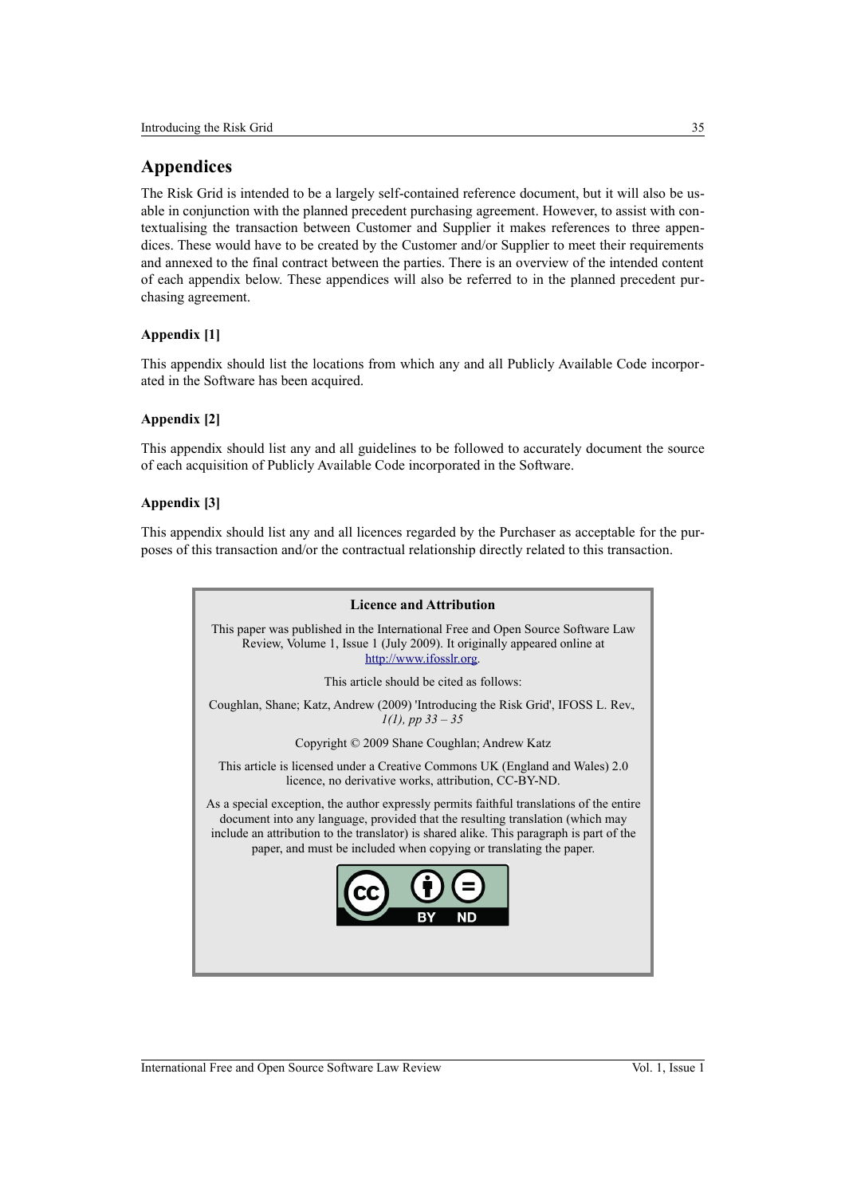## Appendices

The Risk Grid is intended to be a largely self-contained reference document, but it will also be usable in conjunction with the planned precedent purchasing agreement. However, to assist with contextualising the transaction between Customer and Supplier it makes references to three appendices. These would have to be created by the Customer and/or Supplier to meet their requirements and annexed to the final contract between the parties. There is an overview of the intended content of each appendix below. These appendices will also be referred to in the planned precedent purchasing agreement.

### Appendix [1]

This appendix should list the locations from which any and all Publicly Available Code incorporated in the Software has been acquired.

### Appendix [2]

This appendix should list any and all guidelines to be followed to accurately document the source of each acquisition of Publicly Available Code incorporated in the Software.

### Appendix [3]

This appendix should list any and all licences regarded by the Purchaser as acceptable for the purposes of this transaction and/or the contractual relationship directly related to this transaction.

**Licence and Attribution**

This paper was published in the International Free and Open Source Software Law Review, Volume 1, Issue 1 (July 2009). It originally appeared online at http://www.ifosslr.org.

This article should be cited as follows:

Coughlan, Shane; Katz, Andrew (2009) 'Introducing the Risk Grid', IFOSS L. Rev., *1(1), pp 33 – 35*

Copyright © 2009 Shane Coughlan; Andrew Katz

This article is licensed under a Creative Commons UK (England and Wales) 2.0 licence, no derivative works, attribution, CC-BY-ND.

As a special exception, the author expressly permits faithful translations of the entire document into any language, provided that the resulting translation (which may include an attribution to the translator) is shared alike. This paragraph is part of the paper, and must be included when copying or translating the paper.

cc BY ND